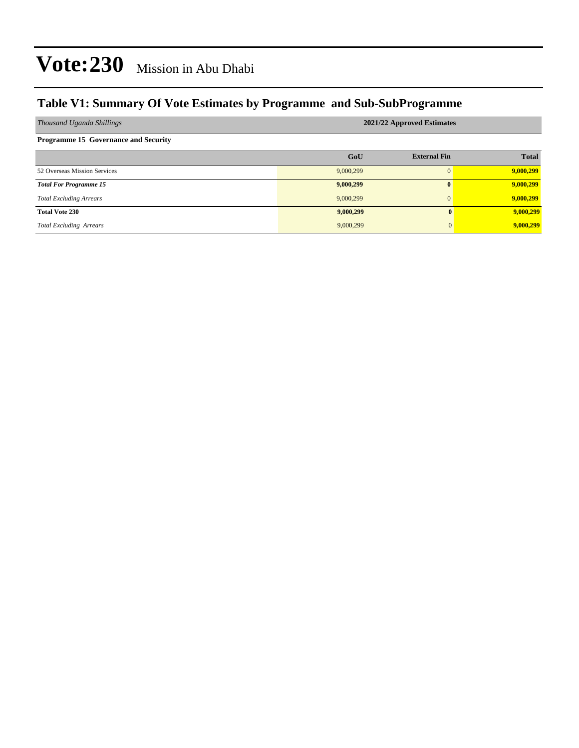# Vote:230 Mission in Abu Dhabi

## Table V1: Summary Of Vote Estimates by Programme and Sub-SubProgramme

| *Thousand Uganda Shillings* | 2021/22 Approved Estimates | | |
|---|---|---|---|
| **Programme 15 Governance and Security** | | | |
| | **GoU** | **External Fin** | **Total** |
| 52 Overseas Mission Services | 9,000,299 | 0 | **9,000,299** |
| ***Total For Programme 15*** | **9,000,299** | **0** | **9,000,299** |
| *Total Excluding Arrears* | 9,000,299 | 0 | **9,000,299** |
| **Total Vote 230** | **9,000,299** | **0** | **9,000,299** |
| *Total Excluding Arrears* | 9,000,299 | 0 | **9,000,299** |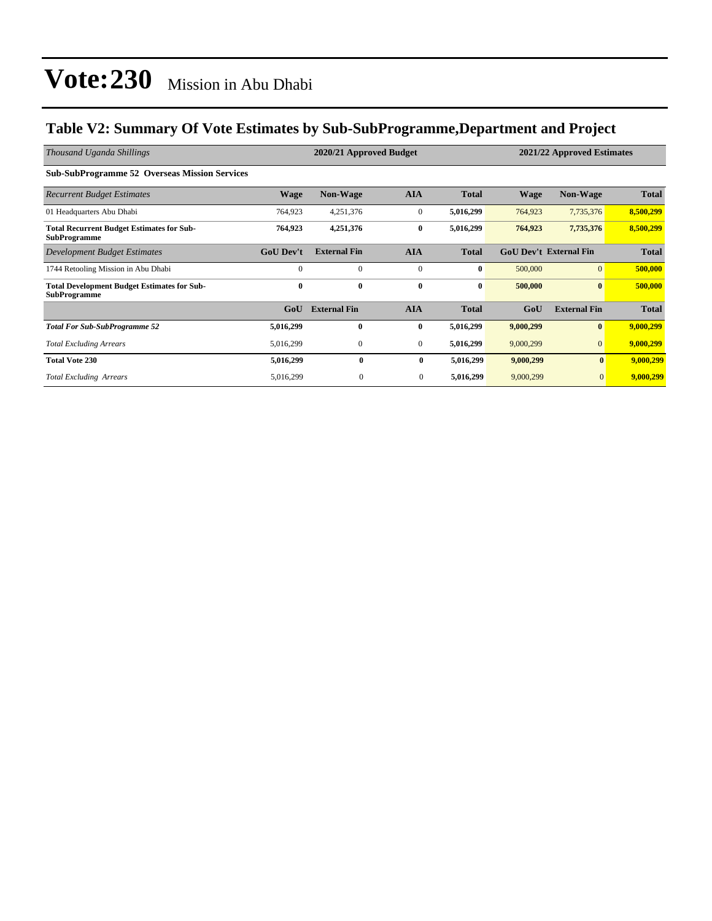# Vote:230 Mission in Abu Dhabi

## Table V2: Summary Of Vote Estimates by Sub-SubProgramme,Department and Project

| *Thousand Uganda Shillings* | 2020/21 Approved Budget | | | | 2021/22 Approved Estimates | | |
|---|---|---|---|---|---|---|---|
| **Sub-SubProgramme 52 Overseas Mission Services** | | | | | | | |
| *Recurrent Budget Estimates* | **Wage** | **Non-Wage** | **AIA** | **Total** | **Wage** | **Non-Wage** | **Total** |
| 01 Headquarters Abu Dhabi | 764,923 | 4,251,376 | 0 | **5,016,299** | 764,923 | 7,735,376 | **8,500,299** |
| **Total Recurrent Budget Estimates for Sub-SubProgramme** | **764,923** | **4,251,376** | **0** | **5,016,299** | **764,923** | **7,735,376** | **8,500,299** |
| *Development Budget Estimates* | **GoU Dev't** | **External Fin** | **AIA** | **Total** | **GoU Dev't** | **External Fin** | **Total** |
| 1744 Retooling Mission in Abu Dhabi | 0 | 0 | 0 | **0** | 500,000 | 0 | **500,000** |
| **Total Development Budget Estimates for Sub-SubProgramme** | **0** | **0** | **0** | **0** | **500,000** | **0** | **500,000** |
| | **GoU** | **External Fin** | **AIA** | **Total** | **GoU** | **External Fin** | **Total** |
| ***Total For Sub-SubProgramme 52*** | **5,016,299** | **0** | **0** | **5,016,299** | **9,000,299** | **0** | **9,000,299** |
| *Total Excluding Arrears* | 5,016,299 | 0 | 0 | **5,016,299** | 9,000,299 | 0 | **9,000,299** |
| **Total Vote 230** | **5,016,299** | **0** | **0** | **5,016,299** | **9,000,299** | **0** | **9,000,299** |
| *Total Excluding Arrears* | 5,016,299 | 0 | 0 | **5,016,299** | 9,000,299 | 0 | **9,000,299** |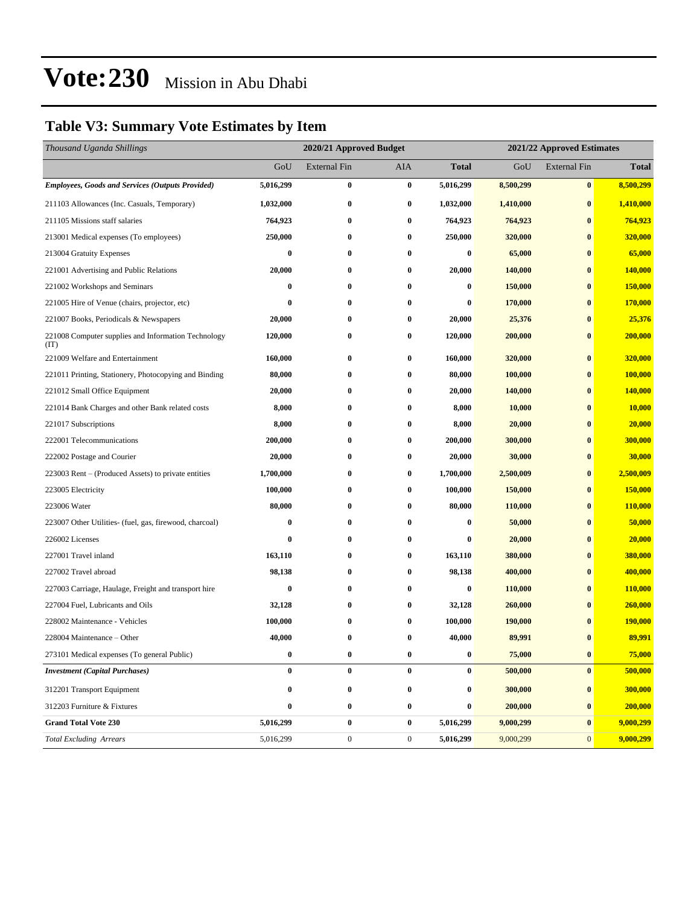# Vote:230 Mission in Abu Dhabi

## Table V3: Summary Vote Estimates by Item

| *Thousand Uganda Shillings* | 2020/21 Approved Budget | | | | 2021/22 Approved Estimates | | |
|---|---|---|---|---|---|---|---|
| | GoU | External Fin | AIA | **Total** | GoU | External Fin | **Total** |
| ***Employees, Goods and Services (Outputs Provided)*** | **5,016,299** | **0** | **0** | **5,016,299** | **8,500,299** | **0** | **8,500,299** |
| 211103 Allowances (Inc. Casuals, Temporary) | **1,032,000** | **0** | **0** | **1,032,000** | **1,410,000** | **0** | **1,410,000** |
| 211105 Missions staff salaries | **764,923** | **0** | **0** | **764,923** | **764,923** | **0** | **764,923** |
| 213001 Medical expenses (To employees) | **250,000** | **0** | **0** | **250,000** | **320,000** | **0** | **320,000** |
| 213004 Gratuity Expenses | **0** | **0** | **0** | **0** | **65,000** | **0** | **65,000** |
| 221001 Advertising and Public Relations | **20,000** | **0** | **0** | **20,000** | **140,000** | **0** | **140,000** |
| 221002 Workshops and Seminars | **0** | **0** | **0** | **0** | **150,000** | **0** | **150,000** |
| 221005 Hire of Venue (chairs, projector, etc) | **0** | **0** | **0** | **0** | **170,000** | **0** | **170,000** |
| 221007 Books, Periodicals & Newspapers | **20,000** | **0** | **0** | **20,000** | **25,376** | **0** | **25,376** |
| 221008 Computer supplies and Information Technology (IT) | **120,000** | **0** | **0** | **120,000** | **200,000** | **0** | **200,000** |
| 221009 Welfare and Entertainment | **160,000** | **0** | **0** | **160,000** | **320,000** | **0** | **320,000** |
| 221011 Printing, Stationery, Photocopying and Binding | **80,000** | **0** | **0** | **80,000** | **100,000** | **0** | **100,000** |
| 221012 Small Office Equipment | **20,000** | **0** | **0** | **20,000** | **140,000** | **0** | **140,000** |
| 221014 Bank Charges and other Bank related costs | **8,000** | **0** | **0** | **8,000** | **10,000** | **0** | **10,000** |
| 221017 Subscriptions | **8,000** | **0** | **0** | **8,000** | **20,000** | **0** | **20,000** |
| 222001 Telecommunications | **200,000** | **0** | **0** | **200,000** | **300,000** | **0** | **300,000** |
| 222002 Postage and Courier | **20,000** | **0** | **0** | **20,000** | **30,000** | **0** | **30,000** |
| 223003 Rent – (Produced Assets) to private entities | **1,700,000** | **0** | **0** | **1,700,000** | **2,500,009** | **0** | **2,500,009** |
| 223005 Electricity | **100,000** | **0** | **0** | **100,000** | **150,000** | **0** | **150,000** |
| 223006 Water | **80,000** | **0** | **0** | **80,000** | **110,000** | **0** | **110,000** |
| 223007 Other Utilities- (fuel, gas, firewood, charcoal) | **0** | **0** | **0** | **0** | **50,000** | **0** | **50,000** |
| 226002 Licenses | **0** | **0** | **0** | **0** | **20,000** | **0** | **20,000** |
| 227001 Travel inland | **163,110** | **0** | **0** | **163,110** | **380,000** | **0** | **380,000** |
| 227002 Travel abroad | **98,138** | **0** | **0** | **98,138** | **400,000** | **0** | **400,000** |
| 227003 Carriage, Haulage, Freight and transport hire | **0** | **0** | **0** | **0** | **110,000** | **0** | **110,000** |
| 227004 Fuel, Lubricants and Oils | **32,128** | **0** | **0** | **32,128** | **260,000** | **0** | **260,000** |
| 228002 Maintenance - Vehicles | **100,000** | **0** | **0** | **100,000** | **190,000** | **0** | **190,000** |
| 228004 Maintenance – Other | **40,000** | **0** | **0** | **40,000** | **89,991** | **0** | **89,991** |
| 273101 Medical expenses (To general Public) | **0** | **0** | **0** | **0** | **75,000** | **0** | **75,000** |
| ***Investment (Capital Purchases)*** | **0** | **0** | **0** | **0** | **500,000** | **0** | **500,000** |
| 312201 Transport Equipment | **0** | **0** | **0** | **0** | **300,000** | **0** | **300,000** |
| 312203 Furniture & Fixtures | **0** | **0** | **0** | **0** | **200,000** | **0** | **200,000** |
| **Grand Total Vote 230** | **5,016,299** | **0** | **0** | **5,016,299** | **9,000,299** | **0** | **9,000,299** |
| *Total Excluding Arrears* | 5,016,299 | 0 | 0 | **5,016,299** | 9,000,299 | 0 | **9,000,299** |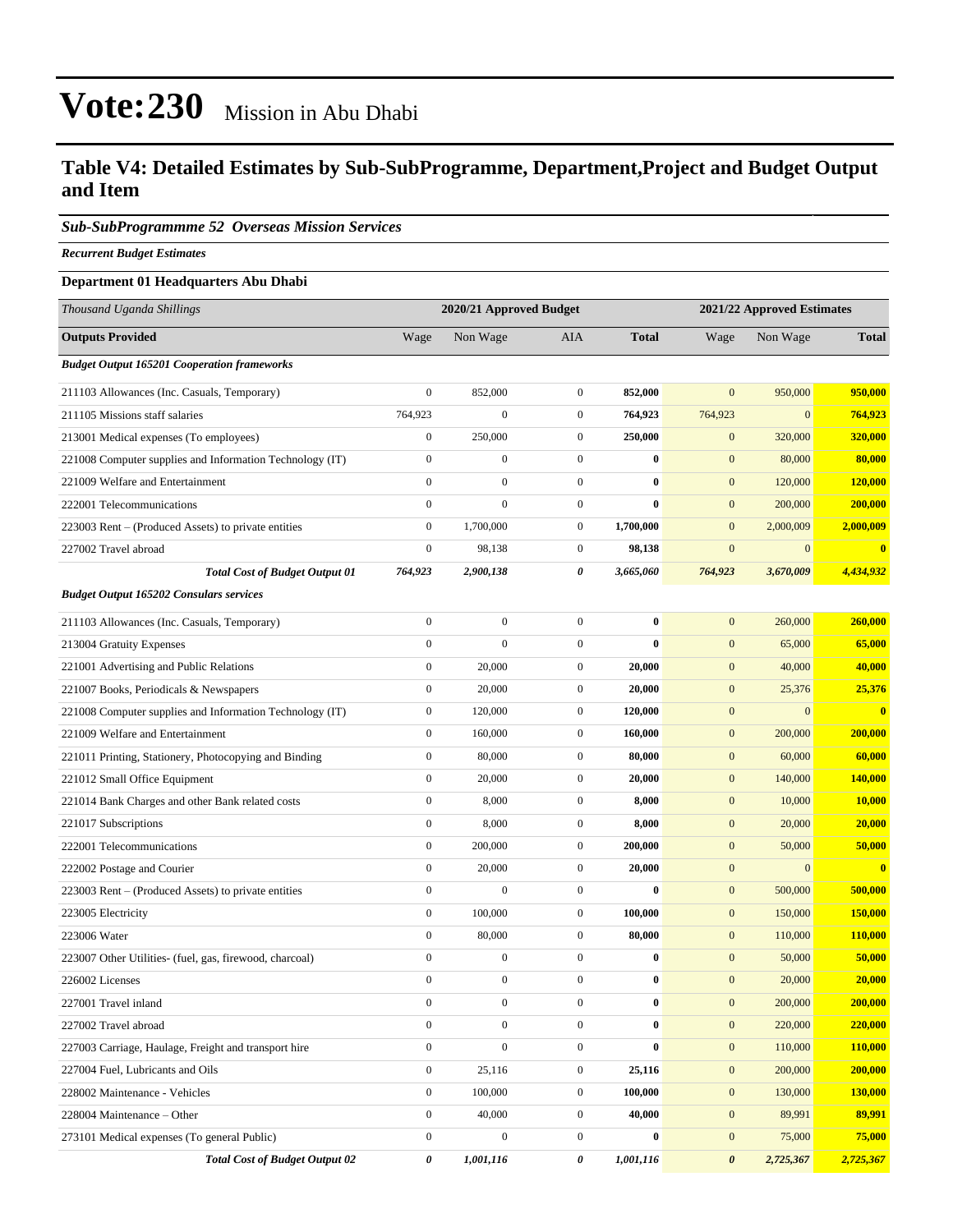# Vote:230 Mission in Abu Dhabi

## Table V4: Detailed Estimates by Sub-SubProgramme, Department,Project and Budget Output and Item

### *Sub-SubProgrammme 52 Overseas Mission Services*

***Recurrent Budget Estimates***

**Department 01 Headquarters Abu Dhabi**

| *Thousand Uganda Shillings* | 2020/21 Approved Budget | | | | 2021/22 Approved Estimates | | |
|---|---|---|---|---|---|---|---|
| **Outputs Provided** | Wage | Non Wage | AIA | **Total** | Wage | Non Wage | **Total** |
| ***Budget Output 165201 Cooperation frameworks*** | | | | | | | |
| 211103 Allowances (Inc. Casuals, Temporary) | 0 | 852,000 | 0 | **852,000** | 0 | 950,000 | **950,000** |
| 211105 Missions staff salaries | 764,923 | 0 | 0 | **764,923** | 764,923 | 0 | **764,923** |
| 213001 Medical expenses (To employees) | 0 | 250,000 | 0 | **250,000** | 0 | 320,000 | **320,000** |
| 221008 Computer supplies and Information Technology (IT) | 0 | 0 | 0 | **0** | 0 | 80,000 | **80,000** |
| 221009 Welfare and Entertainment | 0 | 0 | 0 | **0** | 0 | 120,000 | **120,000** |
| 222001 Telecommunications | 0 | 0 | 0 | **0** | 0 | 200,000 | **200,000** |
| 223003 Rent – (Produced Assets) to private entities | 0 | 1,700,000 | 0 | **1,700,000** | 0 | 2,000,009 | **2,000,009** |
| 227002 Travel abroad | 0 | 98,138 | 0 | **98,138** | 0 | 0 | **0** |
| ***Total Cost of Budget Output 01*** | ***764,923*** | ***2,900,138*** | ***0*** | ***3,665,060*** | ***764,923*** | ***3,670,009*** | ***4,434,932*** |
| ***Budget Output 165202 Consulars services*** | | | | | | | |
| 211103 Allowances (Inc. Casuals, Temporary) | 0 | 0 | 0 | **0** | 0 | 260,000 | **260,000** |
| 213004 Gratuity Expenses | 0 | 0 | 0 | **0** | 0 | 65,000 | **65,000** |
| 221001 Advertising and Public Relations | 0 | 20,000 | 0 | **20,000** | 0 | 40,000 | **40,000** |
| 221007 Books, Periodicals & Newspapers | 0 | 20,000 | 0 | **20,000** | 0 | 25,376 | **25,376** |
| 221008 Computer supplies and Information Technology (IT) | 0 | 120,000 | 0 | **120,000** | 0 | 0 | **0** |
| 221009 Welfare and Entertainment | 0 | 160,000 | 0 | **160,000** | 0 | 200,000 | **200,000** |
| 221011 Printing, Stationery, Photocopying and Binding | 0 | 80,000 | 0 | **80,000** | 0 | 60,000 | **60,000** |
| 221012 Small Office Equipment | 0 | 20,000 | 0 | **20,000** | 0 | 140,000 | **140,000** |
| 221014 Bank Charges and other Bank related costs | 0 | 8,000 | 0 | **8,000** | 0 | 10,000 | **10,000** |
| 221017 Subscriptions | 0 | 8,000 | 0 | **8,000** | 0 | 20,000 | **20,000** |
| 222001 Telecommunications | 0 | 200,000 | 0 | **200,000** | 0 | 50,000 | **50,000** |
| 222002 Postage and Courier | 0 | 20,000 | 0 | **20,000** | 0 | 0 | **0** |
| 223003 Rent – (Produced Assets) to private entities | 0 | 0 | 0 | **0** | 0 | 500,000 | **500,000** |
| 223005 Electricity | 0 | 100,000 | 0 | **100,000** | 0 | 150,000 | **150,000** |
| 223006 Water | 0 | 80,000 | 0 | **80,000** | 0 | 110,000 | **110,000** |
| 223007 Other Utilities- (fuel, gas, firewood, charcoal) | 0 | 0 | 0 | **0** | 0 | 50,000 | **50,000** |
| 226002 Licenses | 0 | 0 | 0 | **0** | 0 | 20,000 | **20,000** |
| 227001 Travel inland | 0 | 0 | 0 | **0** | 0 | 200,000 | **200,000** |
| 227002 Travel abroad | 0 | 0 | 0 | **0** | 0 | 220,000 | **220,000** |
| 227003 Carriage, Haulage, Freight and transport hire | 0 | 0 | 0 | **0** | 0 | 110,000 | **110,000** |
| 227004 Fuel, Lubricants and Oils | 0 | 25,116 | 0 | **25,116** | 0 | 200,000 | **200,000** |
| 228002 Maintenance - Vehicles | 0 | 100,000 | 0 | **100,000** | 0 | 130,000 | **130,000** |
| 228004 Maintenance – Other | 0 | 40,000 | 0 | **40,000** | 0 | 89,991 | **89,991** |
| 273101 Medical expenses (To general Public) | 0 | 0 | 0 | **0** | 0 | 75,000 | **75,000** |
| ***Total Cost of Budget Output 02*** | ***0*** | ***1,001,116*** | ***0*** | ***1,001,116*** | ***0*** | ***2,725,367*** | ***2,725,367*** |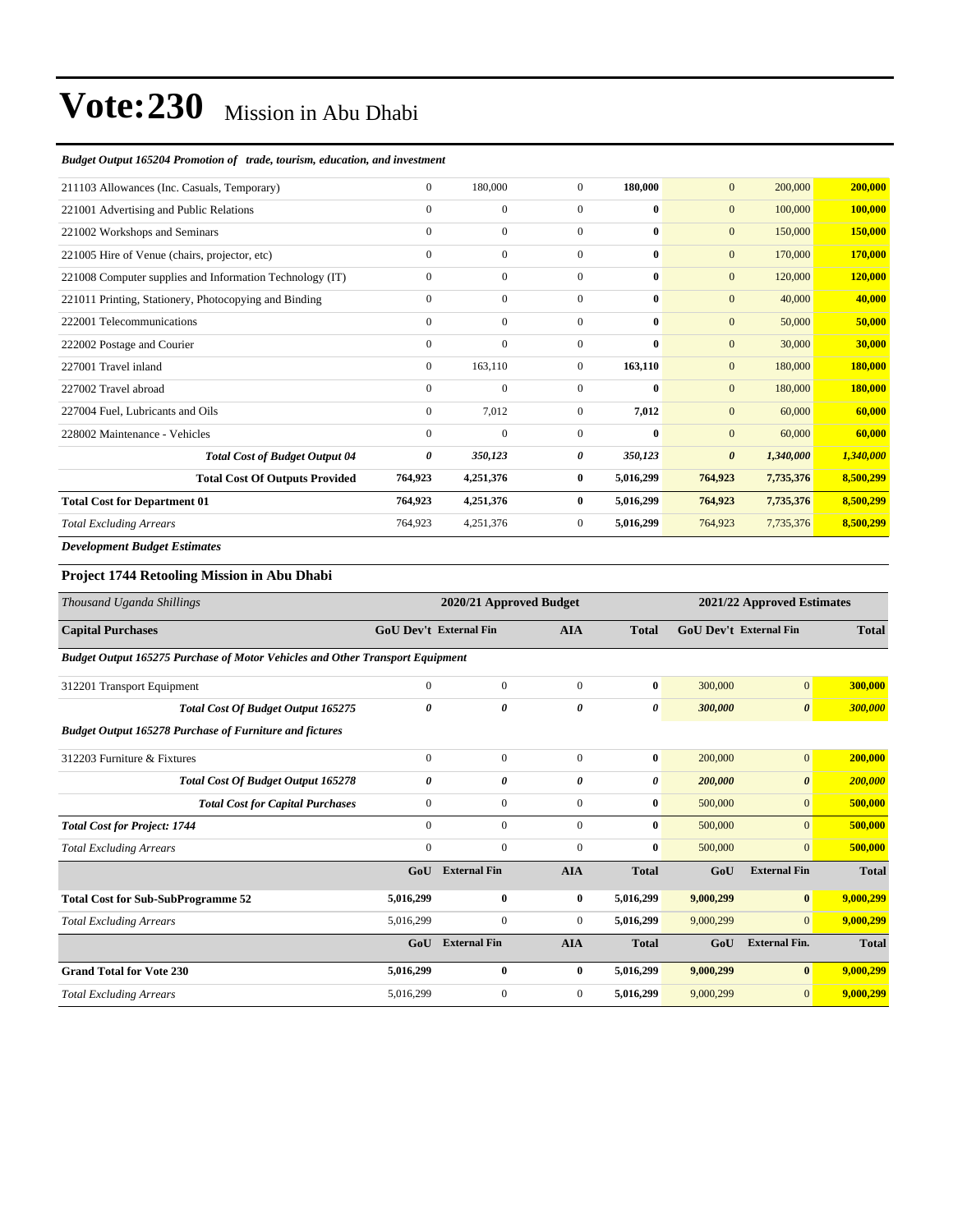# Vote:230 Mission in Abu Dhabi

*Budget Output 165204 Promotion of trade, tourism, education, and investment*

| | | | | | | | |
|---|---|---|---|---|---|---|---|
| 211103 Allowances (Inc. Casuals, Temporary) | 0 | 180,000 | 0 | **180,000** | 0 | 200,000 | **200,000** |
| 221001 Advertising and Public Relations | 0 | 0 | 0 | **0** | 0 | 100,000 | **100,000** |
| 221002 Workshops and Seminars | 0 | 0 | 0 | **0** | 0 | 150,000 | **150,000** |
| 221005 Hire of Venue (chairs, projector, etc) | 0 | 0 | 0 | **0** | 0 | 170,000 | **170,000** |
| 221008 Computer supplies and Information Technology (IT) | 0 | 0 | 0 | **0** | 0 | 120,000 | **120,000** |
| 221011 Printing, Stationery, Photocopying and Binding | 0 | 0 | 0 | **0** | 0 | 40,000 | **40,000** |
| 222001 Telecommunications | 0 | 0 | 0 | **0** | 0 | 50,000 | **50,000** |
| 222002 Postage and Courier | 0 | 0 | 0 | **0** | 0 | 30,000 | **30,000** |
| 227001 Travel inland | 0 | 163,110 | 0 | **163,110** | 0 | 180,000 | **180,000** |
| 227002 Travel abroad | 0 | 0 | 0 | **0** | 0 | 180,000 | **180,000** |
| 227004 Fuel, Lubricants and Oils | 0 | 7,012 | 0 | **7,012** | 0 | 60,000 | **60,000** |
| 228002 Maintenance - Vehicles | 0 | 0 | 0 | **0** | 0 | 60,000 | **60,000** |
| ***Total Cost of Budget Output 04*** | ***0*** | ***350,123*** | ***0*** | ***350,123*** | ***0*** | ***1,340,000*** | ***1,340,000*** |
| **Total Cost Of Outputs Provided** | **764,923** | **4,251,376** | **0** | **5,016,299** | **764,923** | **7,735,376** | **8,500,299** |
| **Total Cost for Department 01** | **764,923** | **4,251,376** | **0** | **5,016,299** | **764,923** | **7,735,376** | **8,500,299** |
| *Total Excluding Arrears* | 764,923 | 4,251,376 | 0 | **5,016,299** | 764,923 | 7,735,376 | **8,500,299** |

*Development Budget Estimates*

### Project 1744 Retooling Mission in Abu Dhabi

| *Thousand Uganda Shillings* | 2020/21 Approved Budget | | | | 2021/22 Approved Estimates | | |
|---|---|---|---|---|---|---|---|
| **Capital Purchases** | **GoU Dev't** | **External Fin** | **AIA** | **Total** | **GoU Dev't** | **External Fin** | **Total** |
| ***Budget Output 165275 Purchase of Motor Vehicles and Other Transport Equipment*** | | | | | | | |
| 312201 Transport Equipment | 0 | 0 | 0 | **0** | 300,000 | 0 | **300,000** |
| ***Total Cost Of Budget Output 165275*** | ***0*** | ***0*** | ***0*** | ***0*** | ***300,000*** | ***0*** | ***300,000*** |
| ***Budget Output 165278 Purchase of Furniture and fictures*** | | | | | | | |
| 312203 Furniture & Fixtures | 0 | 0 | 0 | **0** | 200,000 | 0 | **200,000** |
| ***Total Cost Of Budget Output 165278*** | ***0*** | ***0*** | ***0*** | ***0*** | ***200,000*** | ***0*** | ***200,000*** |
| ***Total Cost for Capital Purchases*** | 0 | 0 | 0 | **0** | 500,000 | 0 | **500,000** |
| ***Total Cost for Project: 1744*** | 0 | 0 | 0 | **0** | 500,000 | 0 | **500,000** |
| *Total Excluding Arrears* | 0 | 0 | 0 | **0** | 500,000 | 0 | **500,000** |
| | **GoU** | **External Fin** | **AIA** | **Total** | **GoU** | **External Fin** | **Total** |
| **Total Cost for Sub-SubProgramme 52** | **5,016,299** | **0** | **0** | **5,016,299** | **9,000,299** | **0** | **9,000,299** |
| *Total Excluding Arrears* | 5,016,299 | 0 | 0 | **5,016,299** | 9,000,299 | 0 | **9,000,299** |
| | **GoU** | **External Fin** | **AIA** | **Total** | **GoU** | **External Fin.** | **Total** |
| **Grand Total for Vote 230** | **5,016,299** | **0** | **0** | **5,016,299** | **9,000,299** | **0** | **9,000,299** |
| *Total Excluding Arrears* | 5,016,299 | 0 | 0 | **5,016,299** | 9,000,299 | 0 | **9,000,299** |